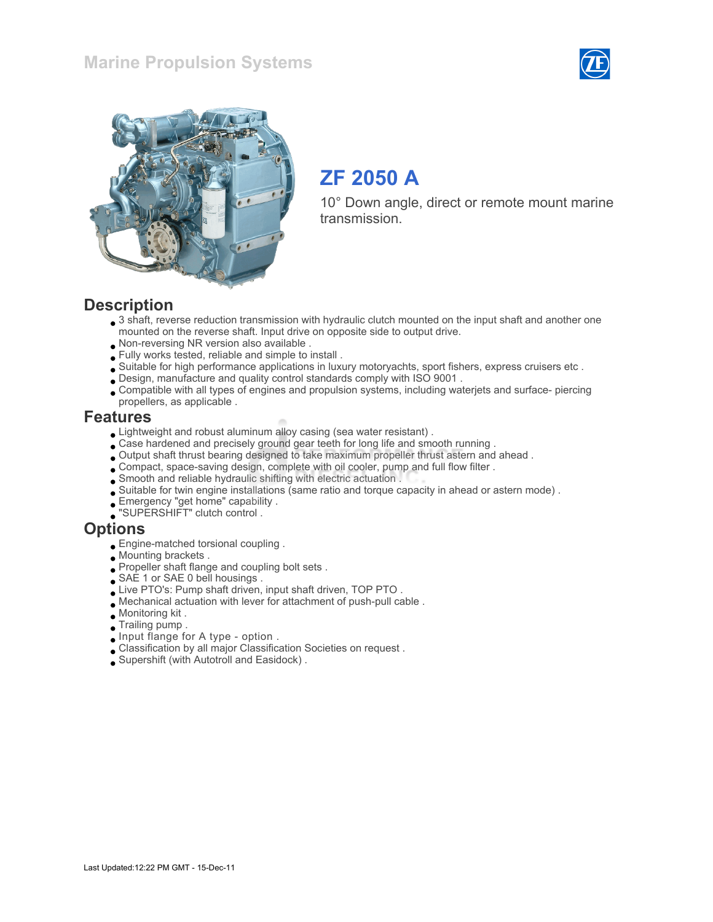# Marine Propulsion Systems

## ZF 2050 A

10° Down angle, direct or remote mount marine transmission.

## Description

- 3 shaft, reverse reduction transmission with hydraulic clutch mounted on the input shaft and another one mounted on the reverse shaft. Input drive on opposite side to output drive.
- Non-reversing NR version also available .
- Fully works tested, reliable and simple to install .
- Suitable for high performance applications in luxury motoryachts, sport fishers, express cruisers etc .
- Design, manufacture and quality control standards comply with ISO 9001 .
- Compatible with all types of engines and propulsion systems, including waterjets and surface- piercing propellers, as applicable .

## Features

- Lightweight and robust aluminum alloy casing (sea water resistant) .
- Case hardened and precisely ground gear teeth for long life and smooth running .
- Output shaft thrust bearing designed to take maximum propeller thrust astern and ahead .
- Compact, space-saving design, complete with oil cooler, pump and full flow filter .
- Smooth and reliable hydraulic shifting with electric actuation .
- Suitable for twin engine installations (same ratio and torque capacity in ahead or astern mode) .
- Emergency "get home" capability .
- "SUPERSHIFT" clutch control .

## Options

- Engine-matched torsional coupling .
- Mounting brackets .
- Propeller shaft flange and coupling bolt sets .
- SAE 1 or SAE 0 bell housings .
- Live PTO's: Pump shaft driven, input shaft driven, TOP PTO .
- Mechanical actuation with lever for attachment of push-pull cable .
- Monitoring kit .
- Trailing pump .
- Input flange for A type - option .
- Classification by all major Classification Societies on request .
- Supershift (with Autotroll and Easidock) .

Last Updated:12:22 PM GMT - 15-Dec-11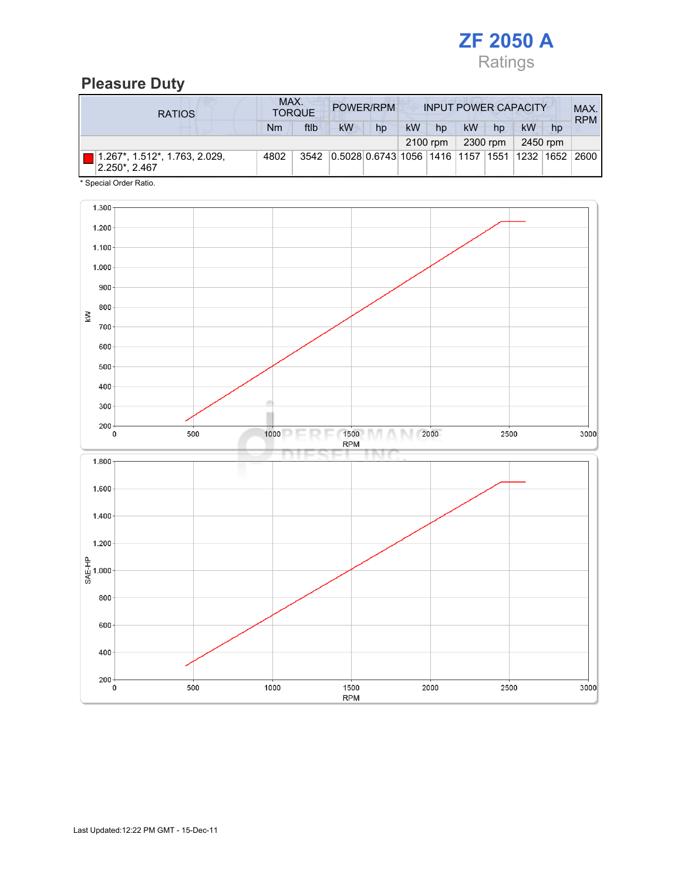# ZF 2050 A

Ratings

## Pleasure Duty

| RATIOS | MAX. TORQUE | | POWER/RPM | | INPUT POWER CAPACITY | | | | | | MAX. RPM |
|---|---|---|---|---|---|---|---|---|---|---|---|
| | Nm | ftlb | kW | hp | kW | hp | kW | hp | kW | hp | |
| | | | | | 2100 rpm | | 2300 rpm | | 2450 rpm | | |
| 1.267*, 1.512*, 1.763, 2.029, 2.250*, 2.467 | 4802 | 3542 | 0.5028 | 0.6743 | 1056 | 1416 | 1157 | 1551 | 1232 | 1652 | 2600 |

* Special Order Ratio.

Last Updated:12:22 PM GMT - 15-Dec-11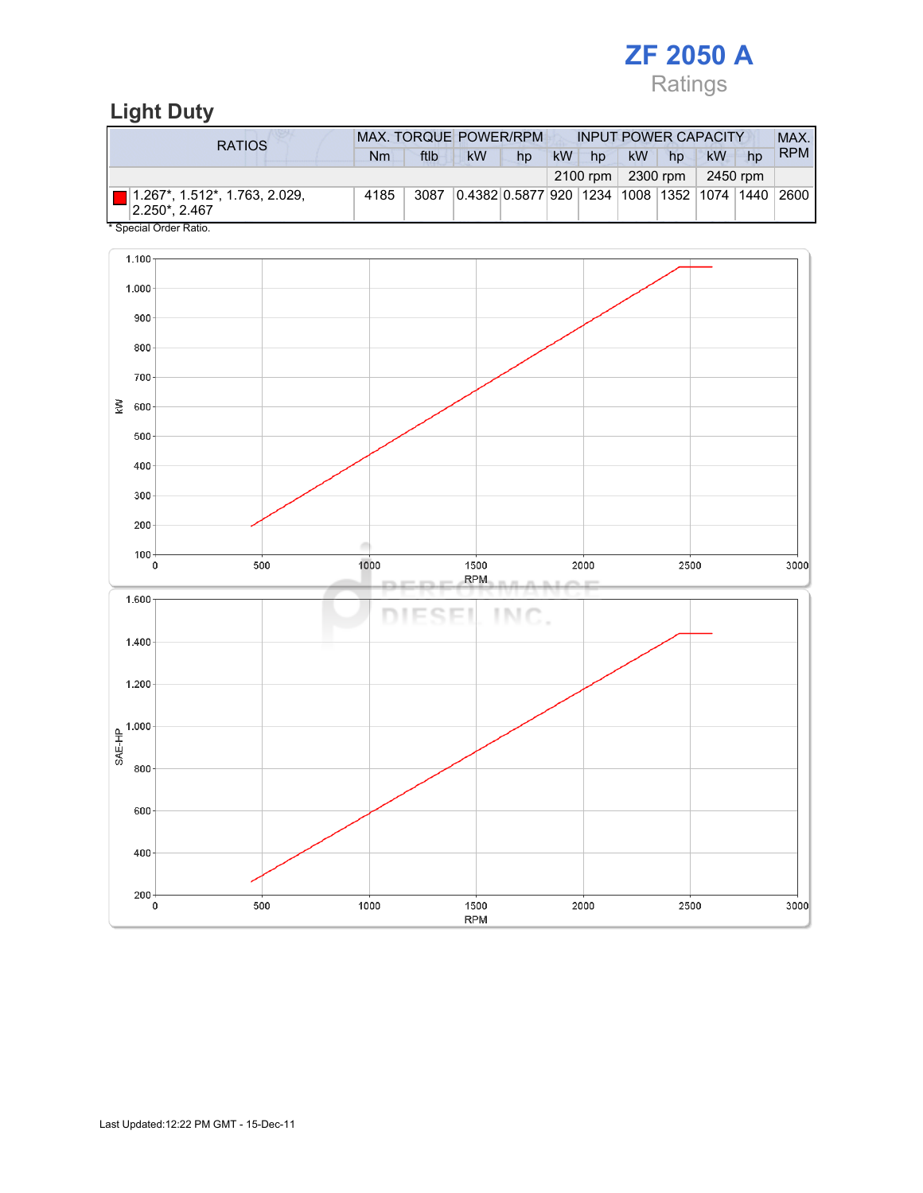# ZF 2050 A

Ratings

## Light Duty

| RATIOS | MAX. TORQUE | | POWER/RPM | | INPUT POWER CAPACITY | | | | | | MAX. RPM |
|---|---|---|---|---|---|---|---|---|---|---|---|
| | Nm | ftlb | kW | hp | kW | hp | kW | hp | kW | hp | |
| | | | | | 2100 rpm | | 2300 rpm | | 2450 rpm | | |
| 1.267*, 1.512*, 1.763, 2.029, 2.250*, 2.467 | 4185 | 3087 | 0.4382 | 0.5877 | 920 | 1234 | 1008 | 1352 | 1074 | 1440 | 2600 |

* Special Order Ratio.

Last Updated:12:22 PM GMT - 15-Dec-11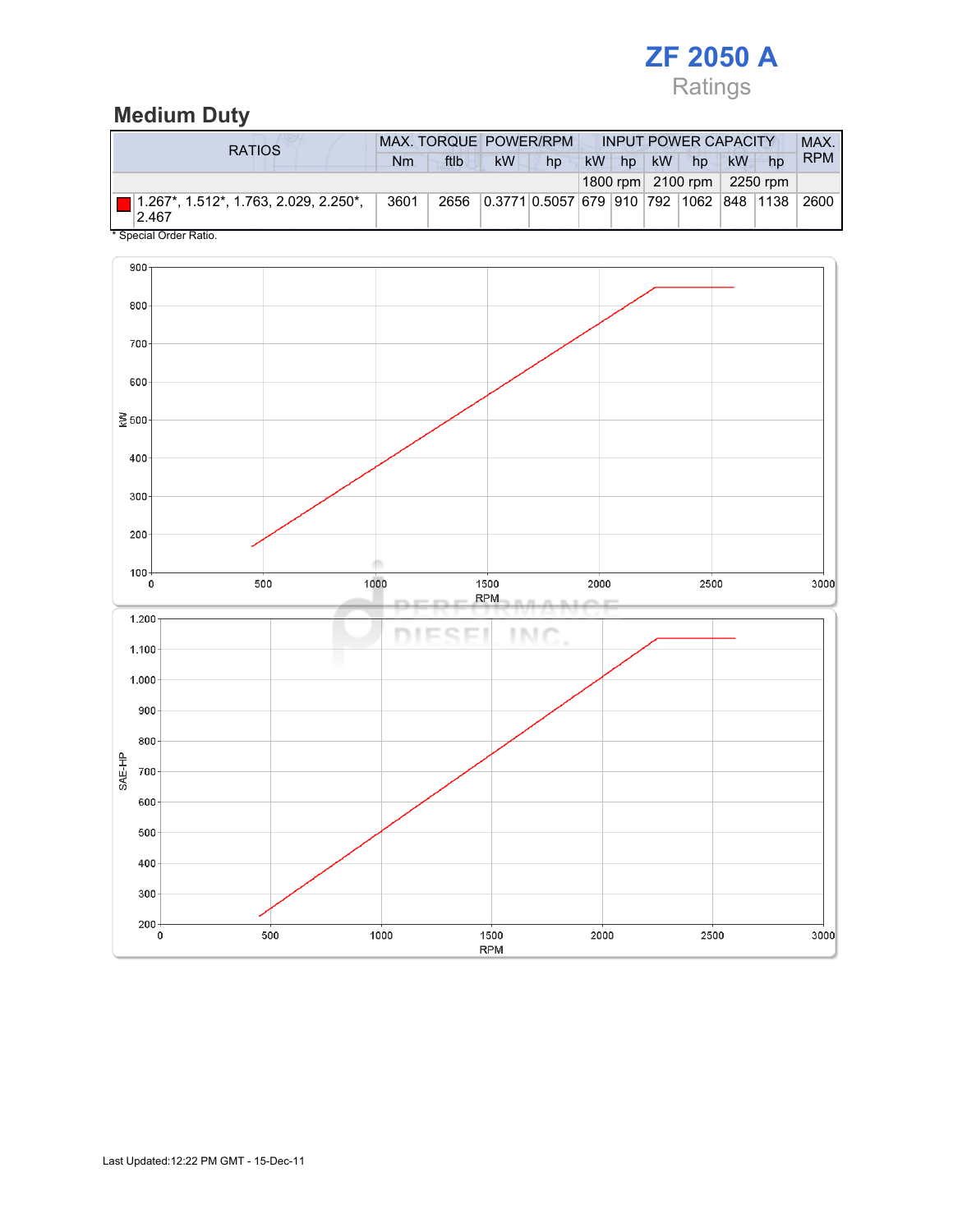# ZF 2050 A

Ratings

## Medium Duty

| RATIOS | MAX. TORQUE | | POWER/RPM | | INPUT POWER CAPACITY | | | | | | MAX. RPM |
|---|---|---|---|---|---|---|---|---|---|---|---|
| | Nm | ftlb | kW | hp | kW | hp | kW | hp | kW | hp | |
| | | | | | 1800 rpm | | 2100 rpm | | 2250 rpm | | |
| 1.267*, 1.512*, 1.763, 2.029, 2.250*, 2.467 | 3601 | 2656 | 0.3771 | 0.5057 | 679 | 910 | 792 | 1062 | 848 | 1138 | 2600 |

* Special Order Ratio.

Last Updated:12:22 PM GMT - 15-Dec-11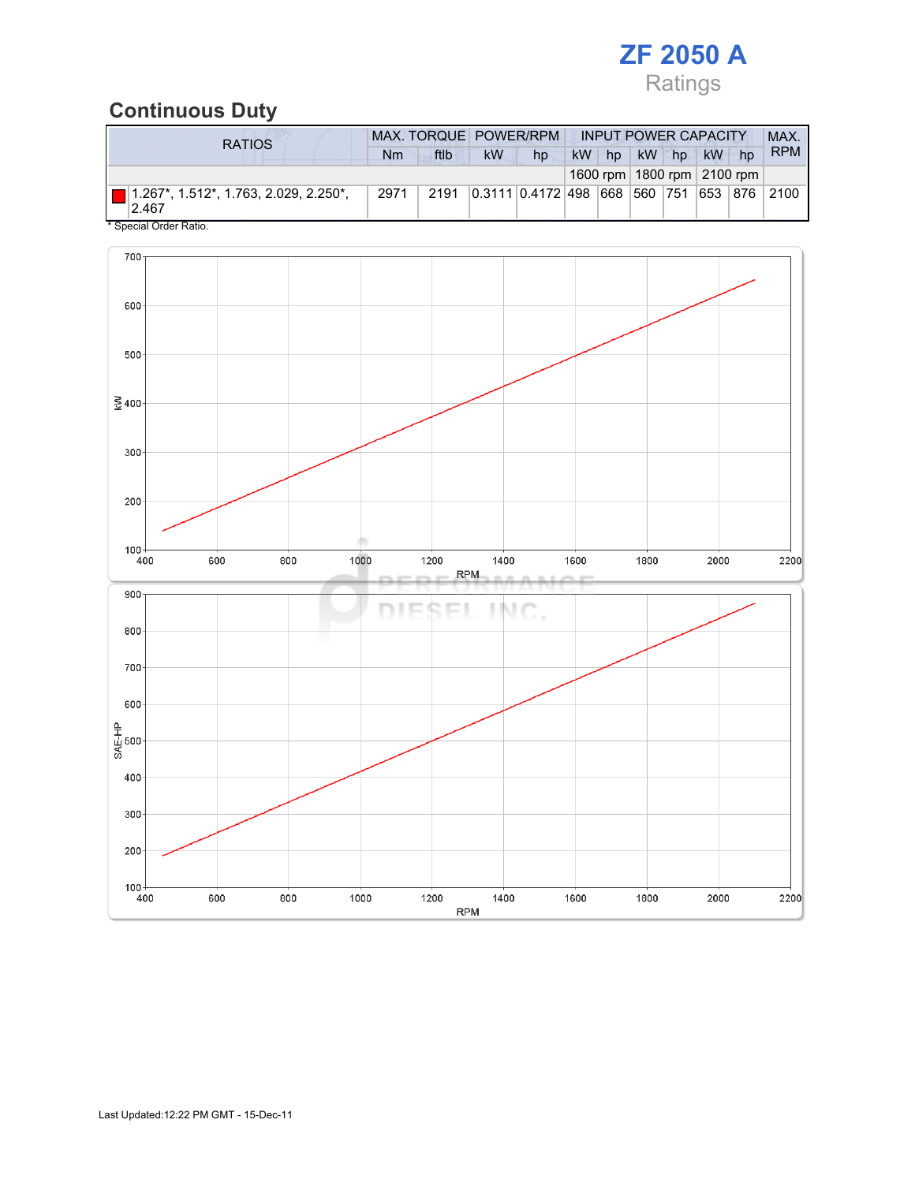# ZF 2050 A

Ratings

## Continuous Duty

| RATIOS | MAX. TORQUE | | POWER/RPM | | INPUT POWER CAPACITY | | | | | | MAX. RPM |
|---|---|---|---|---|---|---|---|---|---|---|---|
| | Nm | ftlb | kW | hp | kW | hp | kW | hp | kW | hp | |
| | | | | | 1600 rpm | | 1800 rpm | | 2100 rpm | | |
| 1.267*, 1.512*, 1.763, 2.029, 2.250*, 2.467 | 2971 | 2191 | 0.3111 | 0.4172 | 498 | 668 | 560 | 751 | 653 | 876 | 2100 |

* Special Order Ratio.

Last Updated:12:22 PM GMT - 15-Dec-11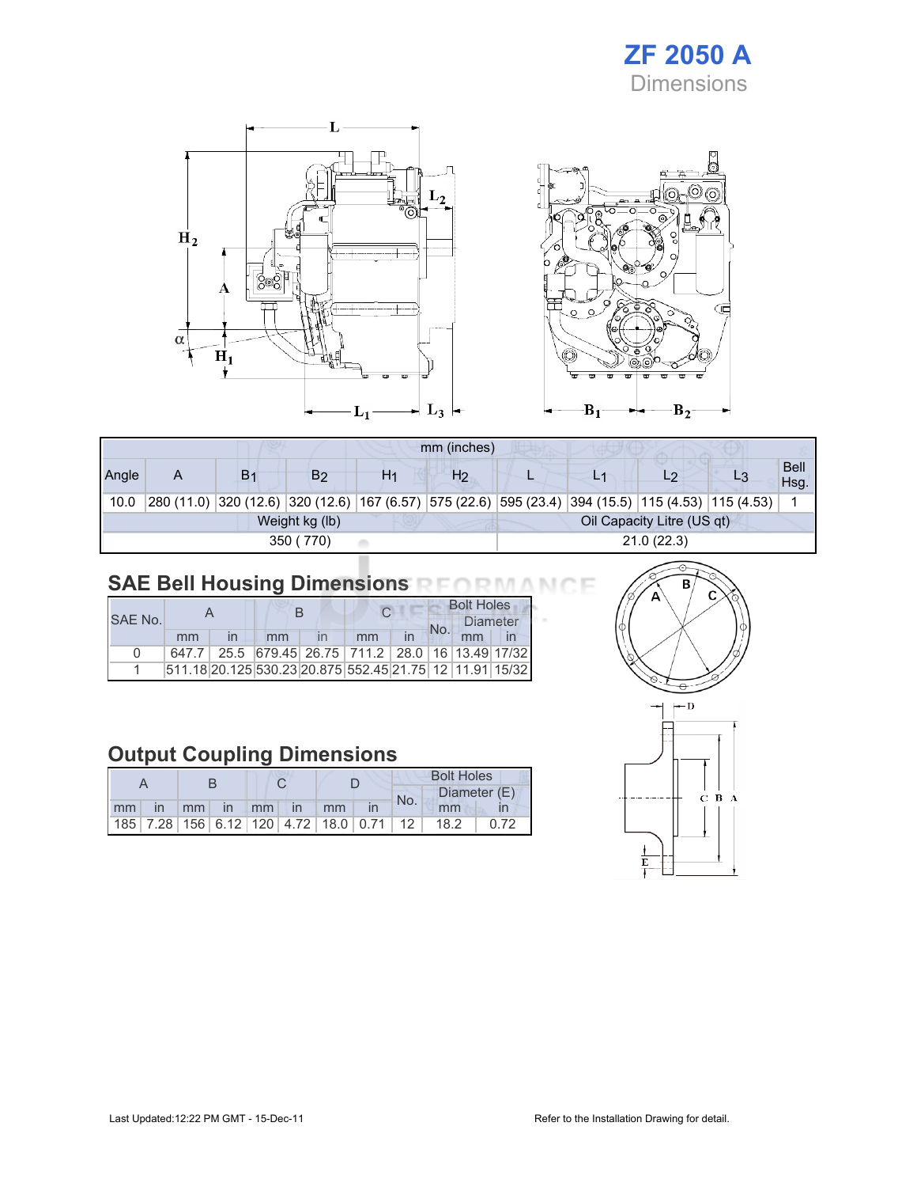# ZF 2050 A

Dimensions

| mm (inches) | | | | | | | | | | |
|---|---|---|---|---|---|---|---|---|---|---|
| Angle | A | $B_1$ | $B_2$ | $H_1$ | $H_2$ | L | $L_1$ | $L_2$ | $L_3$ | Bell Hsg. |
| 10.0 | 280 (11.0) | 320 (12.6) | 320 (12.6) | 167 (6.57) | 575 (22.6) | 595 (23.4) | 394 (15.5) | 115 (4.53) | 115 (4.53) | 1 |
| Weight kg (lb) | | | | | Oil Capacity Litre (US qt) | | | | | |
| 350 ( 770) | | | | | 21.0 (22.3) | | | | | |

## SAE Bell Housing Dimensions

| SAE No. | A | | B | | C | | Bolt Holes | | |
|---|---|---|---|---|---|---|---|---|---|
| | | | | | | | No. | Diameter | |
| | mm | in | mm | in | mm | in | | mm | in |
| 0 | 647.7 | 25.5 | 679.45 | 26.75 | 711.2 | 28.0 | 16 | 13.49 | 17/32 |
| 1 | 511.18 | 20.125 | 530.23 | 20.875 | 552.45 | 21.75 | 12 | 11.91 | 15/32 |

## Output Coupling Dimensions

| A | | B | | C | | D | | Bolt Holes | | |
|---|---|---|---|---|---|---|---|---|---|---|
| | | | | | | | | No. | Diameter (E) | |
| mm | in | mm | in | mm | in | mm | in | | mm | in |
| 185 | 7.28 | 156 | 6.12 | 120 | 4.72 | 18.0 | 0.71 | 12 | 18.2 | 0.72 |

Last Updated:12:22 PM GMT - 15-Dec-11

Refer to the Installation Drawing for detail.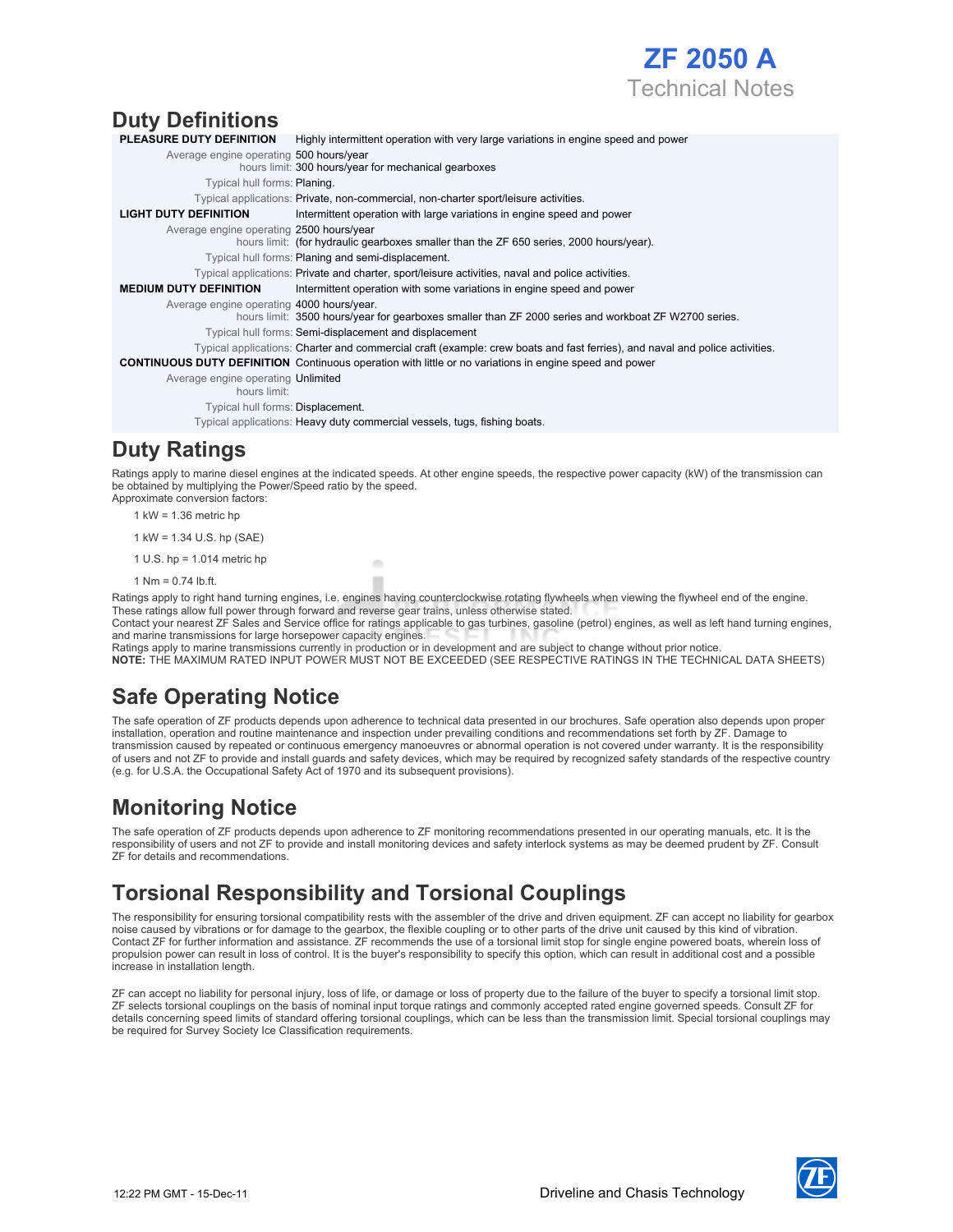# ZF 2050 A

Technical Notes

## Duty Definitions

| | |
|---|---|
| **PLEASURE DUTY DEFINITION** | Highly intermittent operation with very large variations in engine speed and power |
| Average engine operating hours limit: | 500 hours/year<br>300 hours/year for mechanical gearboxes |
| Typical hull forms: | Planing. |
| Typical applications: | Private, non-commercial, non-charter sport/leisure activities. |
| **LIGHT DUTY DEFINITION** | Intermittent operation with large variations in engine speed and power |
| Average engine operating hours limit: | 2500 hours/year<br>(for hydraulic gearboxes smaller than the ZF 650 series, 2000 hours/year). |
| Typical hull forms: | Planing and semi-displacement. |
| Typical applications: | Private and charter, sport/leisure activities, naval and police activities. |
| **MEDIUM DUTY DEFINITION** | Intermittent operation with some variations in engine speed and power |
| Average engine operating hours limit: | 4000 hours/year.<br>3500 hours/year for gearboxes smaller than ZF 2000 series and workboat ZF W2700 series. |
| Typical hull forms: | Semi-displacement and displacement |
| Typical applications: | Charter and commercial craft (example: crew boats and fast ferries), and naval and police activities. |
| **CONTINUOUS DUTY DEFINITION** | Continuous operation with little or no variations in engine speed and power |
| Average engine operating hours limit: | Unlimited |
| Typical hull forms: | Displacement. |
| Typical applications: | Heavy duty commercial vessels, tugs, fishing boats. |

## Duty Ratings

Ratings apply to marine diesel engines at the indicated speeds. At other engine speeds, the respective power capacity (kW) of the transmission can be obtained by multiplying the Power/Speed ratio by the speed.
Approximate conversion factors:

1 kW = 1.36 metric hp

1 kW = 1.34 U.S. hp (SAE)

1 U.S. hp = 1.014 metric hp

1 Nm = 0.74 lb.ft.

Ratings apply to right hand turning engines, i.e. engines having counterclockwise rotating flywheels when viewing the flywheel end of the engine. These ratings allow full power through forward and reverse gear trains, unless otherwise stated.
Contact your nearest ZF Sales and Service office for ratings applicable to gas turbines, gasoline (petrol) engines, as well as left hand turning engines, and marine transmissions for large horsepower capacity engines.
Ratings apply to marine transmissions currently in production or in development and are subject to change without prior notice.
**NOTE:** THE MAXIMUM RATED INPUT POWER MUST NOT BE EXCEEDED (SEE RESPECTIVE RATINGS IN THE TECHNICAL DATA SHEETS)

## Safe Operating Notice

The safe operation of ZF products depends upon adherence to technical data presented in our brochures. Safe operation also depends upon proper installation, operation and routine maintenance and inspection under prevailing conditions and recommendations set forth by ZF. Damage to transmission caused by repeated or continuous emergency manoeuvres or abnormal operation is not covered under warranty. It is the responsibility of users and not ZF to provide and install guards and safety devices, which may be required by recognized safety standards of the respective country (e.g. for U.S.A. the Occupational Safety Act of 1970 and its subsequent provisions).

## Monitoring Notice

The safe operation of ZF products depends upon adherence to ZF monitoring recommendations presented in our operating manuals, etc. It is the responsibility of users and not ZF to provide and install monitoring devices and safety interlock systems as may be deemed prudent by ZF. Consult ZF for details and recommendations.

## Torsional Responsibility and Torsional Couplings

The responsibility for ensuring torsional compatibility rests with the assembler of the drive and driven equipment. ZF can accept no liability for gearbox noise caused by vibrations or for damage to the gearbox, the flexible coupling or to other parts of the drive unit caused by this kind of vibration. Contact ZF for further information and assistance. ZF recommends the use of a torsional limit stop for single engine powered boats, wherein loss of propulsion power can result in loss of control. It is the buyer's responsibility to specify this option, which can result in additional cost and a possible increase in installation length.

ZF can accept no liability for personal injury, loss of life, or damage or loss of property due to the failure of the buyer to specify a torsional limit stop. ZF selects torsional couplings on the basis of nominal input torque ratings and commonly accepted rated engine governed speeds. Consult ZF for details concerning speed limits of standard offering torsional couplings, which can be less than the transmission limit. Special torsional couplings may be required for Survey Society Ice Classification requirements.